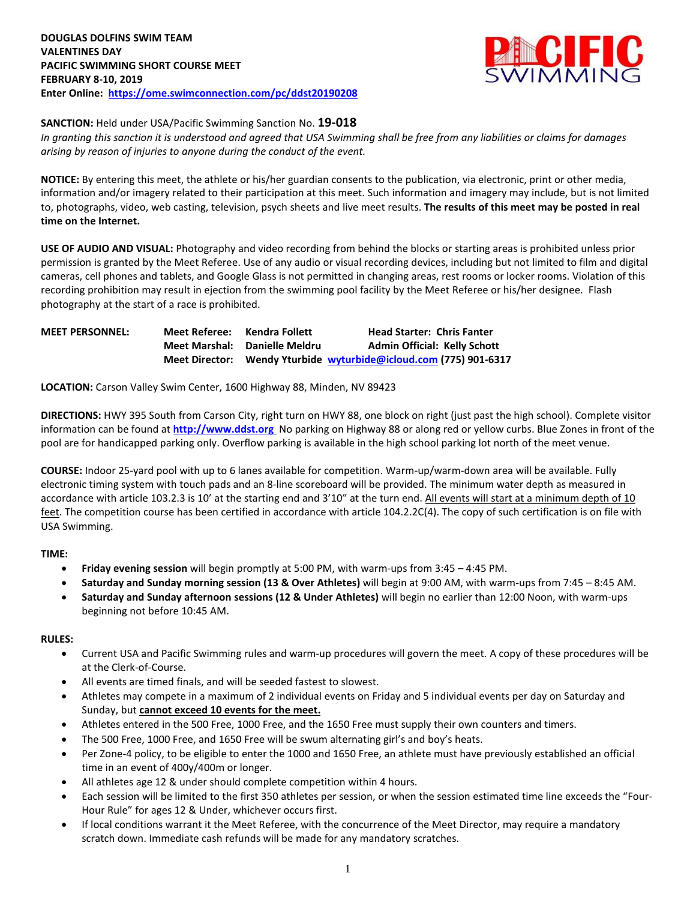**DOUGLAS DOLFINS SWIM TEAM**
**VALENTINES DAY**
**PACIFIC SWIMMING SHORT COURSE MEET**
**FEBRUARY 8-10, 2019**
**Enter Online: [https://ome.swimconnection.com/pc/ddst20190208](https://ome.swimconnection.com/pc/ddst20190208)**

**SANCTION:** Held under USA/Pacific Swimming Sanction No. **19-018**
*In granting this sanction it is understood and agreed that USA Swimming shall be free from any liabilities or claims for damages arising by reason of injuries to anyone during the conduct of the event.*

**NOTICE:** By entering this meet, the athlete or his/her guardian consents to the publication, via electronic, print or other media, information and/or imagery related to their participation at this meet. Such information and imagery may include, but is not limited to, photographs, video, web casting, television, psych sheets and live meet results. **The results of this meet may be posted in real time on the Internet.**

**USE OF AUDIO AND VISUAL:** Photography and video recording from behind the blocks or starting areas is prohibited unless prior permission is granted by the Meet Referee. Use of any audio or visual recording devices, including but not limited to film and digital cameras, cell phones and tablets, and Google Glass is not permitted in changing areas, rest rooms or locker rooms. Violation of this recording prohibition may result in ejection from the swimming pool facility by the Meet Referee or his/her designee. Flash photography at the start of a race is prohibited.

**MEET PERSONNEL:**
**Meet Referee:** Kendra Follett — **Head Starter:** Chris Fanter
**Meet Marshal:** Danielle Meldru — **Admin Official:** Kelly Schott
**Meet Director:** Wendy Yturbide [wyturbide@icloud.com](mailto:wyturbide@icloud.com) (775) 901-6317

**LOCATION:** Carson Valley Swim Center, 1600 Highway 88, Minden, NV 89423

**DIRECTIONS:** HWY 395 South from Carson City, right turn on HWY 88, one block on right (just past the high school). Complete visitor information can be found at **[http://www.ddst.org](http://www.ddst.org)** No parking on Highway 88 or along red or yellow curbs. Blue Zones in front of the pool are for handicapped parking only. Overflow parking is available in the high school parking lot north of the meet venue.

**COURSE:** Indoor 25-yard pool with up to 6 lanes available for competition. Warm-up/warm-down area will be available. Fully electronic timing system with touch pads and an 8-line scoreboard will be provided. The minimum water depth as measured in accordance with article 103.2.3 is 10' at the starting end and 3'10" at the turn end. All events will start at a minimum depth of 10 feet. The competition course has been certified in accordance with article 104.2.2C(4). The copy of such certification is on file with USA Swimming.

**TIME:**

- **Friday evening session** will begin promptly at 5:00 PM, with warm-ups from 3:45 – 4:45 PM.
- **Saturday and Sunday morning session (13 & Over Athletes)** will begin at 9:00 AM, with warm-ups from 7:45 – 8:45 AM.
- **Saturday and Sunday afternoon sessions (12 & Under Athletes)** will begin no earlier than 12:00 Noon, with warm-ups beginning not before 10:45 AM.

**RULES:**

- Current USA and Pacific Swimming rules and warm-up procedures will govern the meet. A copy of these procedures will be at the Clerk-of-Course.
- All events are timed finals, and will be seeded fastest to slowest.
- Athletes may compete in a maximum of 2 individual events on Friday and 5 individual events per day on Saturday and Sunday, but **cannot exceed 10 events for the meet.**
- Athletes entered in the 500 Free, 1000 Free, and the 1650 Free must supply their own counters and timers.
- The 500 Free, 1000 Free, and 1650 Free will be swum alternating girl's and boy's heats.
- Per Zone-4 policy, to be eligible to enter the 1000 and 1650 Free, an athlete must have previously established an official time in an event of 400y/400m or longer.
- All athletes age 12 & under should complete competition within 4 hours.
- Each session will be limited to the first 350 athletes per session, or when the session estimated time line exceeds the "Four-Hour Rule" for ages 12 & Under, whichever occurs first.
- If local conditions warrant it the Meet Referee, with the concurrence of the Meet Director, may require a mandatory scratch down. Immediate cash refunds will be made for any mandatory scratches.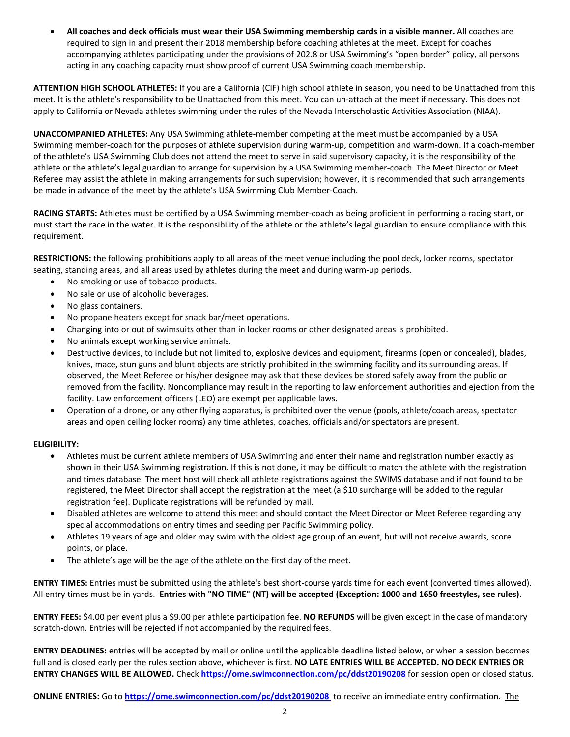- **All coaches and deck officials must wear their USA Swimming membership cards in a visible manner.** All coaches are required to sign in and present their 2018 membership before coaching athletes at the meet. Except for coaches accompanying athletes participating under the provisions of 202.8 or USA Swimming's "open border" policy, all persons acting in any coaching capacity must show proof of current USA Swimming coach membership.

**ATTENTION HIGH SCHOOL ATHLETES:** If you are a California (CIF) high school athlete in season, you need to be Unattached from this meet. It is the athlete's responsibility to be Unattached from this meet. You can un-attach at the meet if necessary. This does not apply to California or Nevada athletes swimming under the rules of the Nevada Interscholastic Activities Association (NIAA).

**UNACCOMPANIED ATHLETES:** Any USA Swimming athlete-member competing at the meet must be accompanied by a USA Swimming member-coach for the purposes of athlete supervision during warm-up, competition and warm-down. If a coach-member of the athlete's USA Swimming Club does not attend the meet to serve in said supervisory capacity, it is the responsibility of the athlete or the athlete's legal guardian to arrange for supervision by a USA Swimming member-coach. The Meet Director or Meet Referee may assist the athlete in making arrangements for such supervision; however, it is recommended that such arrangements be made in advance of the meet by the athlete's USA Swimming Club Member-Coach.

**RACING STARTS:** Athletes must be certified by a USA Swimming member-coach as being proficient in performing a racing start, or must start the race in the water. It is the responsibility of the athlete or the athlete's legal guardian to ensure compliance with this requirement.

**RESTRICTIONS:** the following prohibitions apply to all areas of the meet venue including the pool deck, locker rooms, spectator seating, standing areas, and all areas used by athletes during the meet and during warm-up periods.

- No smoking or use of tobacco products.
- No sale or use of alcoholic beverages.
- No glass containers.
- No propane heaters except for snack bar/meet operations.
- Changing into or out of swimsuits other than in locker rooms or other designated areas is prohibited.
- No animals except working service animals.
- Destructive devices, to include but not limited to, explosive devices and equipment, firearms (open or concealed), blades, knives, mace, stun guns and blunt objects are strictly prohibited in the swimming facility and its surrounding areas. If observed, the Meet Referee or his/her designee may ask that these devices be stored safely away from the public or removed from the facility. Noncompliance may result in the reporting to law enforcement authorities and ejection from the facility. Law enforcement officers (LEO) are exempt per applicable laws.
- Operation of a drone, or any other flying apparatus, is prohibited over the venue (pools, athlete/coach areas, spectator areas and open ceiling locker rooms) any time athletes, coaches, officials and/or spectators are present.

**ELIGIBILITY:**

- Athletes must be current athlete members of USA Swimming and enter their name and registration number exactly as shown in their USA Swimming registration. If this is not done, it may be difficult to match the athlete with the registration and times database. The meet host will check all athlete registrations against the SWIMS database and if not found to be registered, the Meet Director shall accept the registration at the meet (a $10 surcharge will be added to the regular registration fee). Duplicate registrations will be refunded by mail.
- Disabled athletes are welcome to attend this meet and should contact the Meet Director or Meet Referee regarding any special accommodations on entry times and seeding per Pacific Swimming policy.
- Athletes 19 years of age and older may swim with the oldest age group of an event, but will not receive awards, score points, or place.
- The athlete's age will be the age of the athlete on the first day of the meet.

**ENTRY TIMES:** Entries must be submitted using the athlete's best short-course yards time for each event (converted times allowed). All entry times must be in yards. **Entries with "NO TIME" (NT) will be accepted (Exception: 1000 and 1650 freestyles, see rules)**.

**ENTRY FEES:** $4.00 per event plus a $9.00 per athlete participation fee. **NO REFUNDS** will be given except in the case of mandatory scratch-down. Entries will be rejected if not accompanied by the required fees.

**ENTRY DEADLINES:** entries will be accepted by mail or online until the applicable deadline listed below, or when a session becomes full and is closed early per the rules section above, whichever is first. **NO LATE ENTRIES WILL BE ACCEPTED. NO DECK ENTRIES OR ENTRY CHANGES WILL BE ALLOWED.** Check **https://ome.swimconnection.com/pc/ddst20190208** for session open or closed status.

**ONLINE ENTRIES:** Go to **https://ome.swimconnection.com/pc/ddst20190208** to receive an immediate entry confirmation. The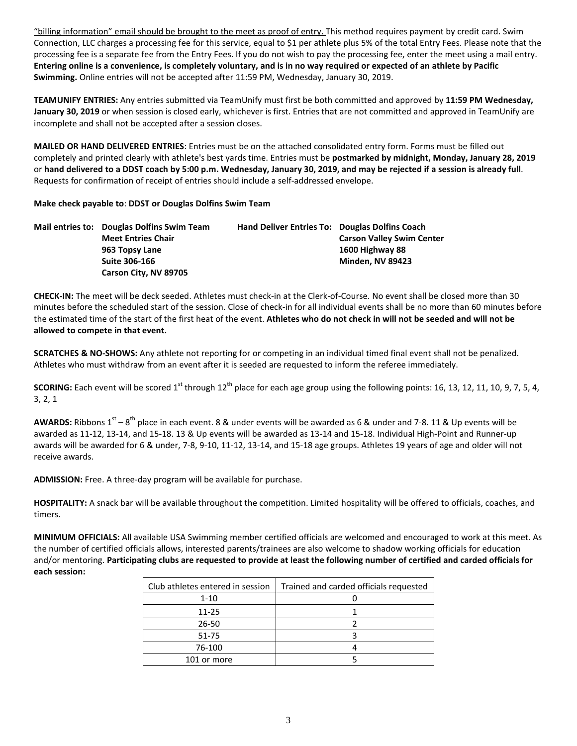"billing information" email should be brought to the meet as proof of entry. This method requires payment by credit card. Swim Connection, LLC charges a processing fee for this service, equal to $1 per athlete plus 5% of the total Entry Fees. Please note that the processing fee is a separate fee from the Entry Fees. If you do not wish to pay the processing fee, enter the meet using a mail entry. **Entering online is a convenience, is completely voluntary, and is in no way required or expected of an athlete by Pacific Swimming.** Online entries will not be accepted after 11:59 PM, Wednesday, January 30, 2019.

**TEAMUNIFY ENTRIES:** Any entries submitted via TeamUnify must first be both committed and approved by **11:59 PM Wednesday, January 30, 2019** or when session is closed early, whichever is first. Entries that are not committed and approved in TeamUnify are incomplete and shall not be accepted after a session closes.

**MAILED OR HAND DELIVERED ENTRIES**: Entries must be on the attached consolidated entry form. Forms must be filled out completely and printed clearly with athlete's best yards time. Entries must be **postmarked by midnight, Monday, January 28, 2019** or **hand delivered to a DDST coach by 5:00 p.m. Wednesday, January 30, 2019, and may be rejected if a session is already full**. Requests for confirmation of receipt of entries should include a self-addressed envelope.

**Make check payable to**: **DDST or Douglas Dolfins Swim Team**

**Mail entries to:**
**Douglas Dolfins Swim Team**
**Meet Entries Chair**
**963 Topsy Lane**
**Suite 306-166**
**Carson City, NV 89705**

**Hand Deliver Entries To:**
**Douglas Dolfins Coach**
**Carson Valley Swim Center**
**1600 Highway 88**
**Minden, NV 89423**

**CHECK-IN:** The meet will be deck seeded. Athletes must check-in at the Clerk-of-Course. No event shall be closed more than 30 minutes before the scheduled start of the session. Close of check-in for all individual events shall be no more than 60 minutes before the estimated time of the start of the first heat of the event. **Athletes who do not check in will not be seeded and will not be allowed to compete in that event.**

**SCRATCHES & NO-SHOWS:** Any athlete not reporting for or competing in an individual timed final event shall not be penalized. Athletes who must withdraw from an event after it is seeded are requested to inform the referee immediately.

**SCORING:** Each event will be scored 1st through 12th place for each age group using the following points: 16, 13, 12, 11, 10, 9, 7, 5, 4, 3, 2, 1

**AWARDS:** Ribbons 1st – 8th place in each event. 8 & under events will be awarded as 6 & under and 7-8. 11 & Up events will be awarded as 11-12, 13-14, and 15-18. 13 & Up events will be awarded as 13-14 and 15-18. Individual High-Point and Runner-up awards will be awarded for 6 & under, 7-8, 9-10, 11-12, 13-14, and 15-18 age groups. Athletes 19 years of age and older will not receive awards.

**ADMISSION:** Free. A three-day program will be available for purchase.

**HOSPITALITY:** A snack bar will be available throughout the competition. Limited hospitality will be offered to officials, coaches, and timers.

**MINIMUM OFFICIALS:** All available USA Swimming member certified officials are welcomed and encouraged to work at this meet. As the number of certified officials allows, interested parents/trainees are also welcome to shadow working officials for education and/or mentoring. **Participating clubs are requested to provide at least the following number of certified and carded officials for each session:**

| Club athletes entered in session | Trained and carded officials requested |
|---|---|
| 1-10 | 0 |
| 11-25 | 1 |
| 26-50 | 2 |
| 51-75 | 3 |
| 76-100 | 4 |
| 101 or more | 5 |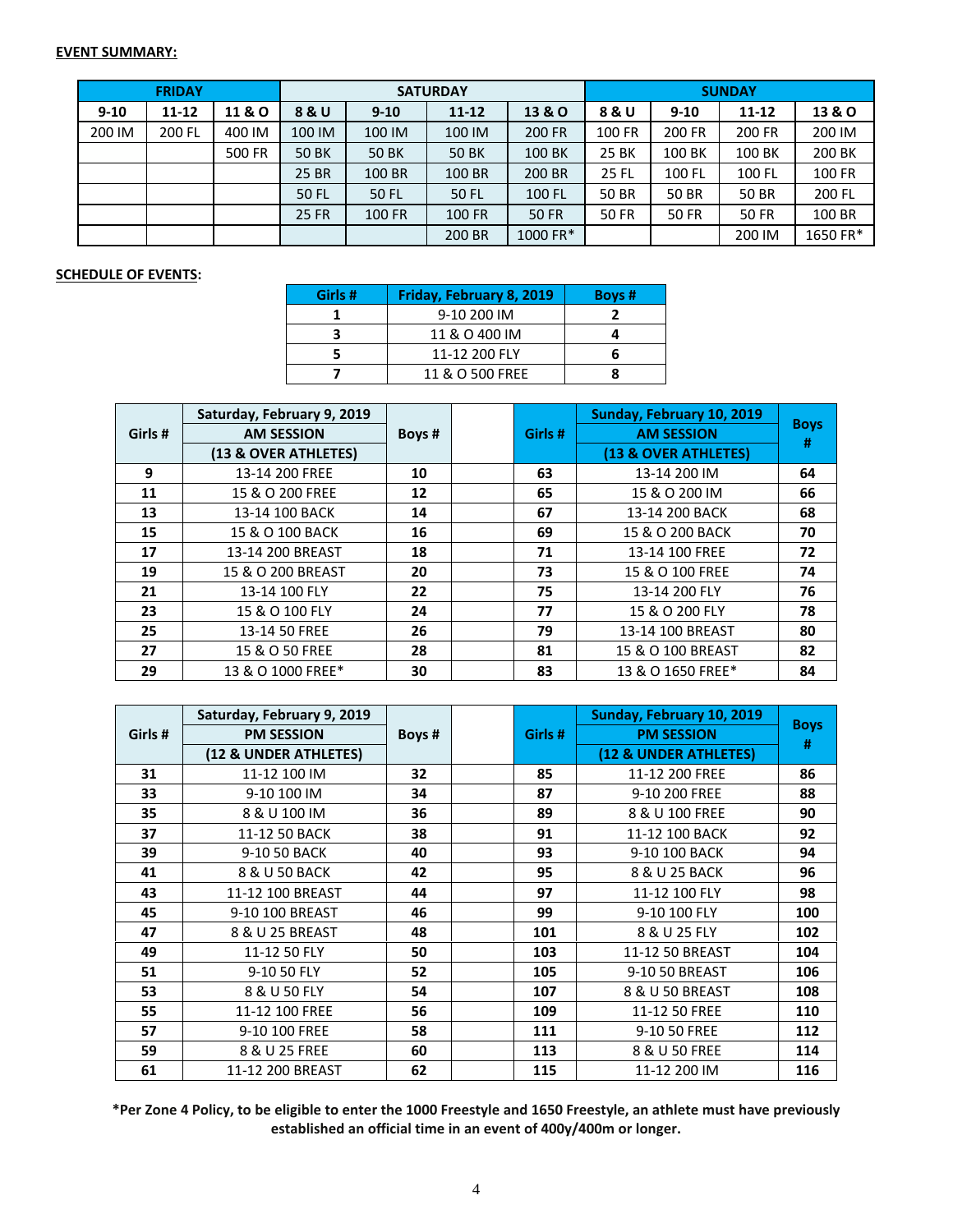**EVENT SUMMARY:**

| FRIDAY | | | SATURDAY | | | | SUNDAY | | | |
|---|---|---|---|---|---|---|---|---|---|---|
| 9-10 | 11-12 | 11 & O | 8 & U | 9-10 | 11-12 | 13 & O | 8 & U | 9-10 | 11-12 | 13 & O |
| 200 IM | 200 FL | 400 IM | 100 IM | 100 IM | 100 IM | 200 FR | 100 FR | 200 FR | 200 FR | 200 IM |
| | | 500 FR | 50 BK | 50 BK | 50 BK | 100 BK | 25 BK | 100 BK | 100 BK | 200 BK |
| | | | 25 BR | 100 BR | 100 BR | 200 BR | 25 FL | 100 FL | 100 FL | 100 FR |
| | | | 50 FL | 50 FL | 50 FL | 100 FL | 50 BR | 50 BR | 50 BR | 200 FL |
| | | | 25 FR | 100 FR | 100 FR | 50 FR | 50 FR | 50 FR | 50 FR | 100 BR |
| | | | | | 200 BR | 1000 FR* | | | 200 IM | 1650 FR* |

**SCHEDULE OF EVENTS:**

| Girls # | Friday, February 8, 2019 | Boys # |
|---|---|---|
| 1 | 9-10 200 IM | 2 |
| 3 | 11 & O 400 IM | 4 |
| 5 | 11-12 200 FLY | 6 |
| 7 | 11 & O 500 FREE | 8 |

| Girls # | Saturday, February 9, 2019 AM SESSION (13 & OVER ATHLETES) | Boys # | | Girls # | Sunday, February 10, 2019 AM SESSION (13 & OVER ATHLETES) | Boys # |
|---|---|---|---|---|---|---|
| 9 | 13-14 200 FREE | 10 | | 63 | 13-14 200 IM | 64 |
| 11 | 15 & O 200 FREE | 12 | | 65 | 15 & O 200 IM | 66 |
| 13 | 13-14 100 BACK | 14 | | 67 | 13-14 200 BACK | 68 |
| 15 | 15 & O 100 BACK | 16 | | 69 | 15 & O 200 BACK | 70 |
| 17 | 13-14 200 BREAST | 18 | | 71 | 13-14 100 FREE | 72 |
| 19 | 15 & O 200 BREAST | 20 | | 73 | 15 & O 100 FREE | 74 |
| 21 | 13-14 100 FLY | 22 | | 75 | 13-14 200 FLY | 76 |
| 23 | 15 & O 100 FLY | 24 | | 77 | 15 & O 200 FLY | 78 |
| 25 | 13-14 50 FREE | 26 | | 79 | 13-14 100 BREAST | 80 |
| 27 | 15 & O 50 FREE | 28 | | 81 | 15 & O 100 BREAST | 82 |
| 29 | 13 & O 1000 FREE* | 30 | | 83 | 13 & O 1650 FREE* | 84 |

| Girls # | Saturday, February 9, 2019 PM SESSION (12 & UNDER ATHLETES) | Boys # | | Girls # | Sunday, February 10, 2019 PM SESSION (12 & UNDER ATHLETES) | Boys # |
|---|---|---|---|---|---|---|
| 31 | 11-12 100 IM | 32 | | 85 | 11-12 200 FREE | 86 |
| 33 | 9-10 100 IM | 34 | | 87 | 9-10 200 FREE | 88 |
| 35 | 8 & U 100 IM | 36 | | 89 | 8 & U 100 FREE | 90 |
| 37 | 11-12 50 BACK | 38 | | 91 | 11-12 100 BACK | 92 |
| 39 | 9-10 50 BACK | 40 | | 93 | 9-10 100 BACK | 94 |
| 41 | 8 & U 50 BACK | 42 | | 95 | 8 & U 25 BACK | 96 |
| 43 | 11-12 100 BREAST | 44 | | 97 | 11-12 100 FLY | 98 |
| 45 | 9-10 100 BREAST | 46 | | 99 | 9-10 100 FLY | 100 |
| 47 | 8 & U 25 BREAST | 48 | | 101 | 8 & U 25 FLY | 102 |
| 49 | 11-12 50 FLY | 50 | | 103 | 11-12 50 BREAST | 104 |
| 51 | 9-10 50 FLY | 52 | | 105 | 9-10 50 BREAST | 106 |
| 53 | 8 & U 50 FLY | 54 | | 107 | 8 & U 50 BREAST | 108 |
| 55 | 11-12 100 FREE | 56 | | 109 | 11-12 50 FREE | 110 |
| 57 | 9-10 100 FREE | 58 | | 111 | 9-10 50 FREE | 112 |
| 59 | 8 & U 25 FREE | 60 | | 113 | 8 & U 50 FREE | 114 |
| 61 | 11-12 200 BREAST | 62 | | 115 | 11-12 200 IM | 116 |

**\*Per Zone 4 Policy, to be eligible to enter the 1000 Freestyle and 1650 Freestyle, an athlete must have previously established an official time in an event of 400y/400m or longer.**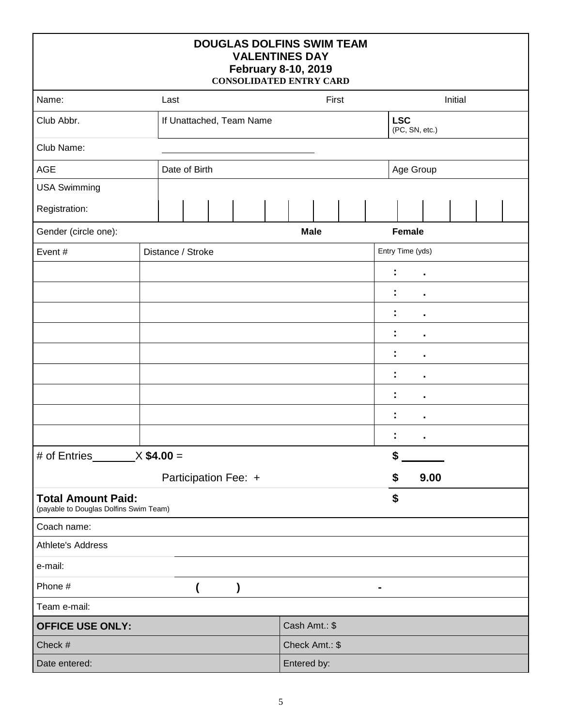# DOUGLAS DOLFINS SWIM TEAM
## VALENTINES DAY
## February 8-10, 2019
### CONSOLIDATED ENTRY CARD

| | | | |
|---|---|---|---|
| Name: | Last | First | Initial |
| Club Abbr. | If Unattached, Team Name | | **LSC** (PC, SN, etc.) |
| Club Name: | ______________________ | | |
| AGE | Date of Birth | | Age Group |
| USA Swimming Registration: | | | |
| Gender (circle one): | | **Male** | **Female** |

| Event # | Distance / Stroke | Entry Time (yds) |
|---|---|---|
| | | : . |
| | | : . |
| | | : . |
| | | : . |
| | | : . |
| | | : . |
| | | : . |
| | | : . |
| | | : . |

| | |
|---|---|
| # of Entries _______ X **$4.00** = | **$** _______ |
| Participation Fee: + | **$ 9.00** |
| **Total Amount Paid:** (payable to Douglas Dolfins Swim Team) | **$** |

| | |
|---|---|
| Coach name: | |
| Athlete's Address | |
| e-mail: | |
| Phone # | **( ) -** |
| Team e-mail: | |

| | |
|---|---|
| **OFFICE USE ONLY:** | Cash Amt.: $ |
| Check # | Check Amt.: $ |
| Date entered: | Entered by: |